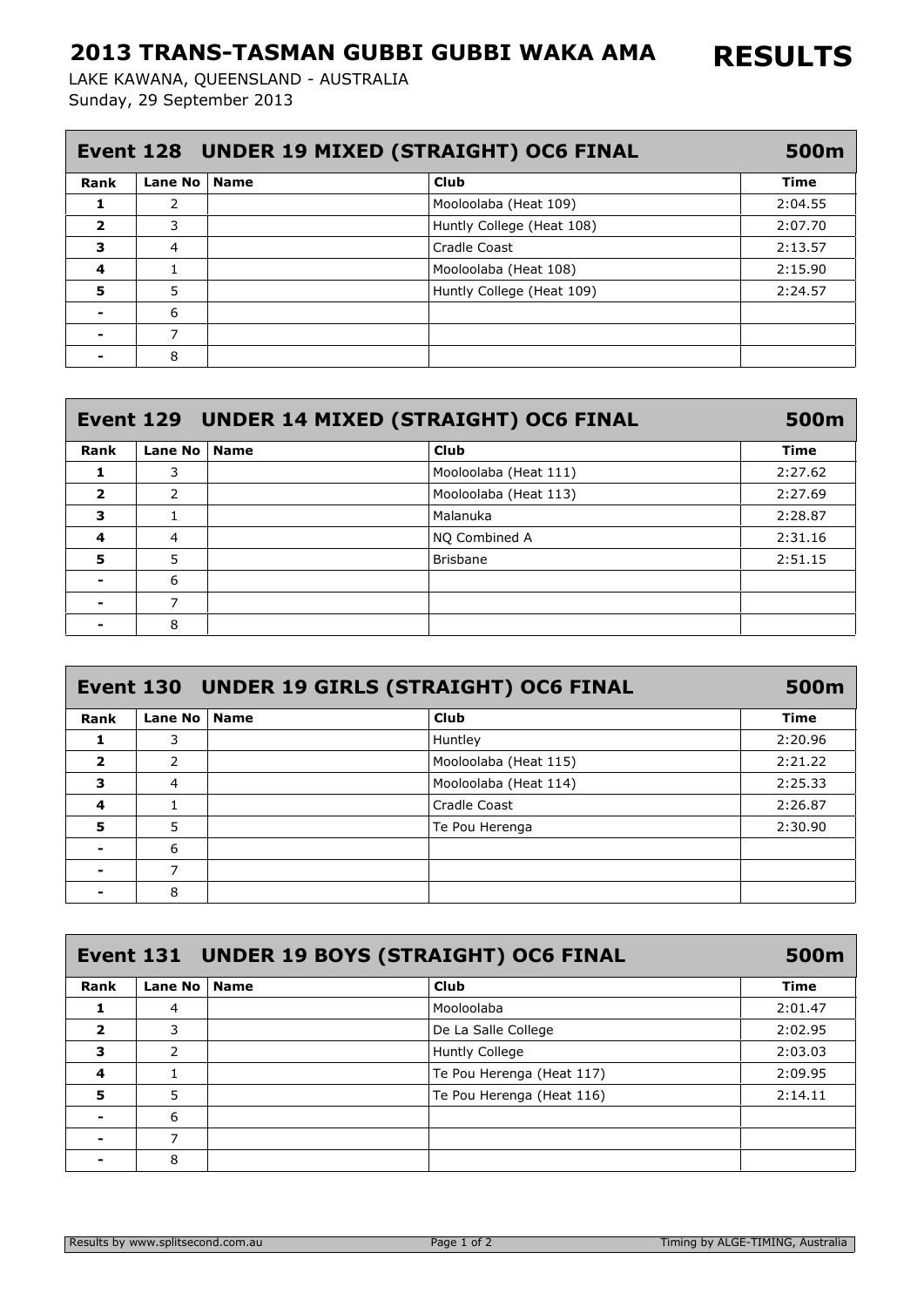# 2013 TRANS-TASMAN GUBBI GUBBI WAKA AMA

# RESULTS

LAKE KAWANA, QUEENSLAND - AUSTRALIA
Sunday, 29 September 2013

## Event 128 UNDER 19 MIXED (STRAIGHT) OC6 FINAL — 500m

| Rank | Lane No | Name | Club | Time |
|---|---|---|---|---|
| 1 | 2 | | Mooloolaba (Heat 109) | 2:04.55 |
| 2 | 3 | | Huntly College (Heat 108) | 2:07.70 |
| 3 | 4 | | Cradle Coast | 2:13.57 |
| 4 | 1 | | Mooloolaba (Heat 108) | 2:15.90 |
| 5 | 5 | | Huntly College (Heat 109) | 2:24.57 |
| - | 6 | | | |
| - | 7 | | | |
| - | 8 | | | |

## Event 129 UNDER 14 MIXED (STRAIGHT) OC6 FINAL — 500m

| Rank | Lane No | Name | Club | Time |
|---|---|---|---|---|
| 1 | 3 | | Mooloolaba (Heat 111) | 2:27.62 |
| 2 | 2 | | Mooloolaba (Heat 113) | 2:27.69 |
| 3 | 1 | | Malanuka | 2:28.87 |
| 4 | 4 | | NQ Combined A | 2:31.16 |
| 5 | 5 | | Brisbane | 2:51.15 |
| - | 6 | | | |
| - | 7 | | | |
| - | 8 | | | |

## Event 130 UNDER 19 GIRLS (STRAIGHT) OC6 FINAL — 500m

| Rank | Lane No | Name | Club | Time |
|---|---|---|---|---|
| 1 | 3 | | Huntley | 2:20.96 |
| 2 | 2 | | Mooloolaba (Heat 115) | 2:21.22 |
| 3 | 4 | | Mooloolaba (Heat 114) | 2:25.33 |
| 4 | 1 | | Cradle Coast | 2:26.87 |
| 5 | 5 | | Te Pou Herenga | 2:30.90 |
| - | 6 | | | |
| - | 7 | | | |
| - | 8 | | | |

## Event 131 UNDER 19 BOYS (STRAIGHT) OC6 FINAL — 500m

| Rank | Lane No | Name | Club | Time |
|---|---|---|---|---|
| 1 | 4 | | Mooloolaba | 2:01.47 |
| 2 | 3 | | De La Salle College | 2:02.95 |
| 3 | 2 | | Huntly College | 2:03.03 |
| 4 | 1 | | Te Pou Herenga (Heat 117) | 2:09.95 |
| 5 | 5 | | Te Pou Herenga (Heat 116) | 2:14.11 |
| - | 6 | | | |
| - | 7 | | | |
| - | 8 | | | |

Results by www.splitsecond.com.au — Timing by ALGE-TIMING, Australia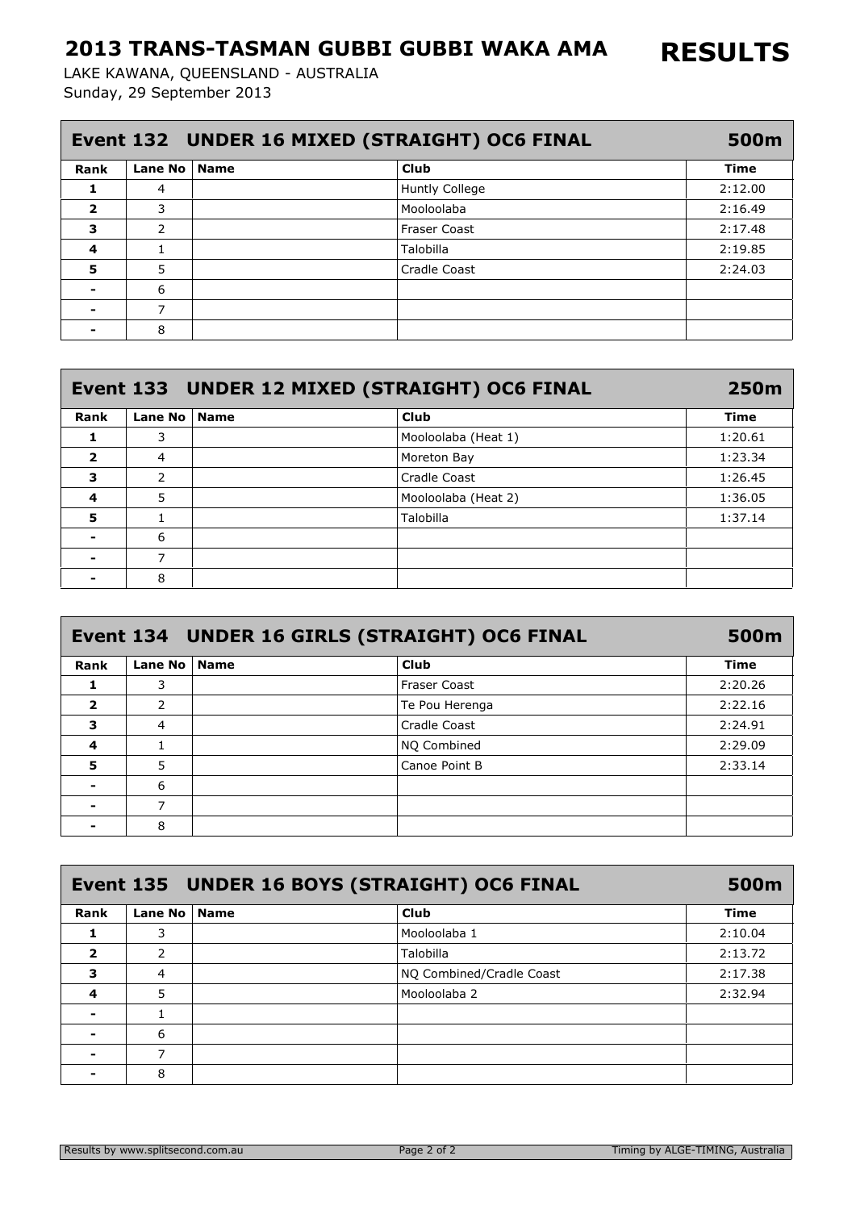# 2013 TRANS-TASMAN GUBBI GUBBI WAKA AMA

# RESULTS

LAKE KAWANA, QUEENSLAND - AUSTRALIA
Sunday, 29 September 2013

## Event 132 UNDER 16 MIXED (STRAIGHT) OC6 FINAL — 500m

| Rank | Lane No | Name | Club | Time |
|---|---|---|---|---|
| 1 | 4 | | Huntly College | 2:12.00 |
| 2 | 3 | | Mooloolaba | 2:16.49 |
| 3 | 2 | | Fraser Coast | 2:17.48 |
| 4 | 1 | | Talobilla | 2:19.85 |
| 5 | 5 | | Cradle Coast | 2:24.03 |
| - | 6 | | | |
| - | 7 | | | |
| - | 8 | | | |

## Event 133 UNDER 12 MIXED (STRAIGHT) OC6 FINAL — 250m

| Rank | Lane No | Name | Club | Time |
|---|---|---|---|---|
| 1 | 3 | | Mooloolaba (Heat 1) | 1:20.61 |
| 2 | 4 | | Moreton Bay | 1:23.34 |
| 3 | 2 | | Cradle Coast | 1:26.45 |
| 4 | 5 | | Mooloolaba (Heat 2) | 1:36.05 |
| 5 | 1 | | Talobilla | 1:37.14 |
| - | 6 | | | |
| - | 7 | | | |
| - | 8 | | | |

## Event 134 UNDER 16 GIRLS (STRAIGHT) OC6 FINAL — 500m

| Rank | Lane No | Name | Club | Time |
|---|---|---|---|---|
| 1 | 3 | | Fraser Coast | 2:20.26 |
| 2 | 2 | | Te Pou Herenga | 2:22.16 |
| 3 | 4 | | Cradle Coast | 2:24.91 |
| 4 | 1 | | NQ Combined | 2:29.09 |
| 5 | 5 | | Canoe Point B | 2:33.14 |
| - | 6 | | | |
| - | 7 | | | |
| - | 8 | | | |

## Event 135 UNDER 16 BOYS (STRAIGHT) OC6 FINAL — 500m

| Rank | Lane No | Name | Club | Time |
|---|---|---|---|---|
| 1 | 3 | | Mooloolaba 1 | 2:10.04 |
| 2 | 2 | | Talobilla | 2:13.72 |
| 3 | 4 | | NQ Combined/Cradle Coast | 2:17.38 |
| 4 | 5 | | Mooloolaba 2 | 2:32.94 |
| - | 1 | | | |
| - | 6 | | | |
| - | 7 | | | |
| - | 8 | | | |

Results by www.splitsecond.com.au — Timing by ALGE-TIMING, Australia